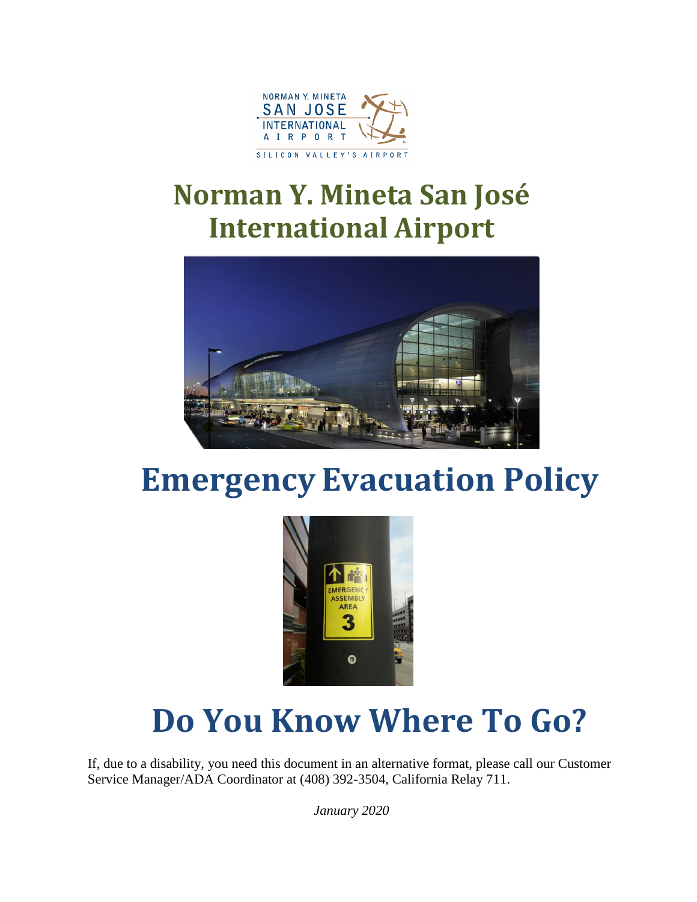# Norman Y. Mineta San José International Airport

# Emergency Evacuation Policy

# Do You Know Where To Go?

If, due to a disability, you need this document in an alternative format, please call our Customer Service Manager/ADA Coordinator at (408) 392-3504, California Relay 711.

*January 2020*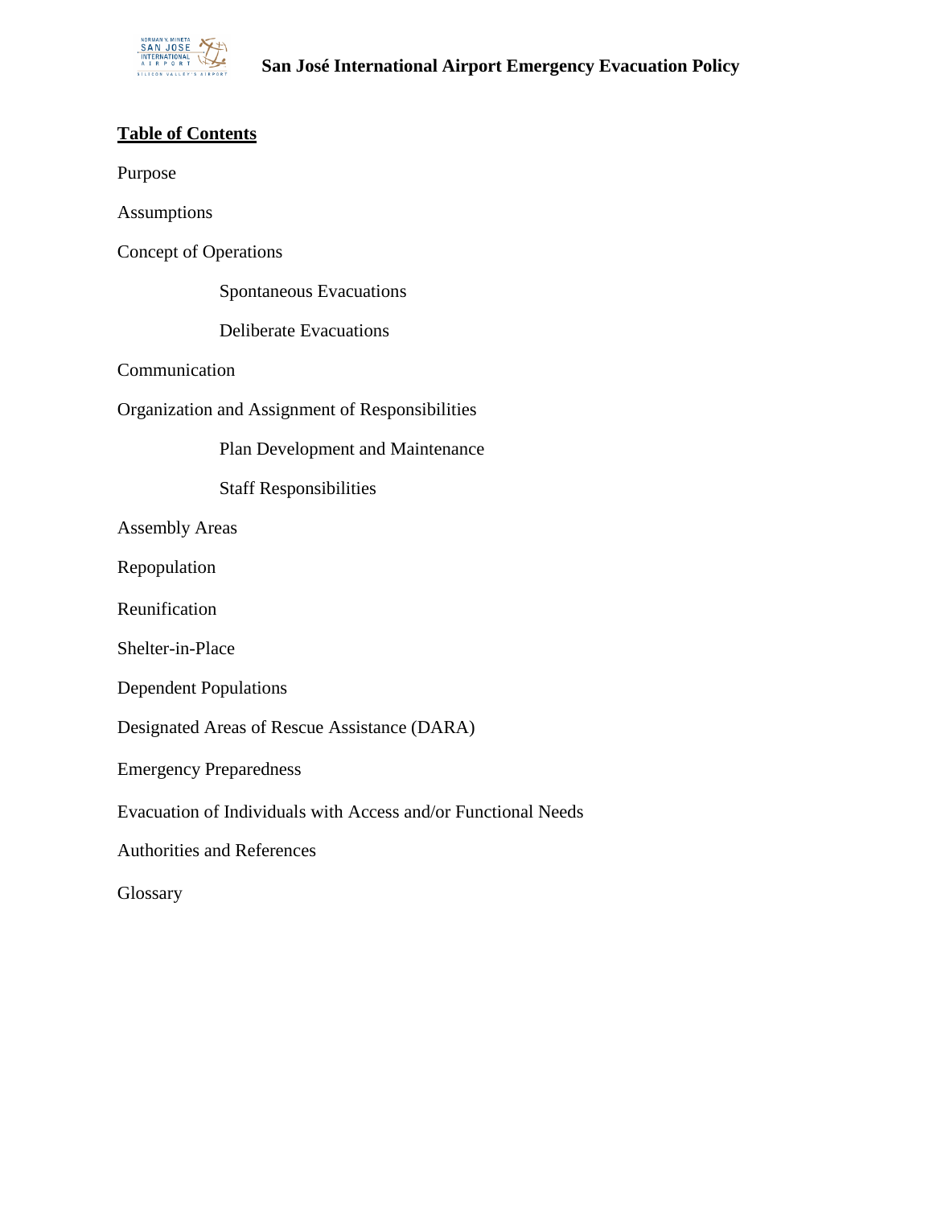## Table of Contents

Purpose

Assumptions

Concept of Operations

- Spontaneous Evacuations
- Deliberate Evacuations

Communication

Organization and Assignment of Responsibilities

- Plan Development and Maintenance
- Staff Responsibilities

Assembly Areas

Repopulation

Reunification

Shelter-in-Place

Dependent Populations

Designated Areas of Rescue Assistance (DARA)

Emergency Preparedness

Evacuation of Individuals with Access and/or Functional Needs

Authorities and References

Glossary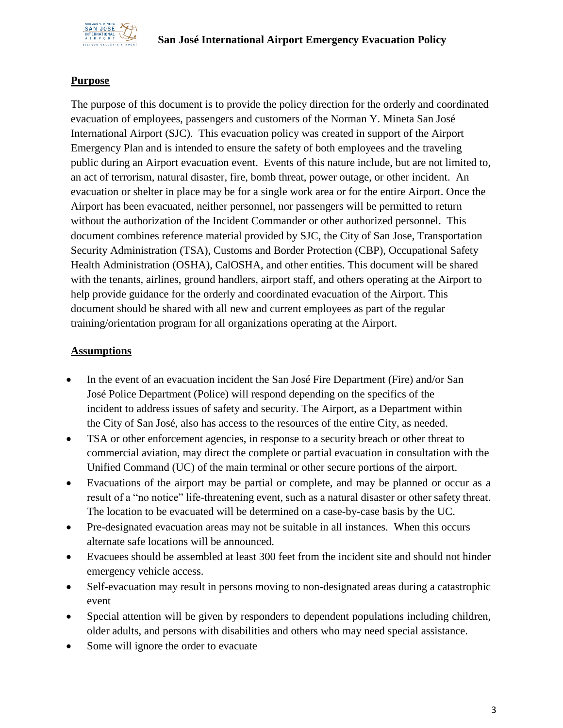## Purpose

The purpose of this document is to provide the policy direction for the orderly and coordinated evacuation of employees, passengers and customers of the Norman Y. Mineta San José International Airport (SJC). This evacuation policy was created in support of the Airport Emergency Plan and is intended to ensure the safety of both employees and the traveling public during an Airport evacuation event. Events of this nature include, but are not limited to, an act of terrorism, natural disaster, fire, bomb threat, power outage, or other incident. An evacuation or shelter in place may be for a single work area or for the entire Airport. Once the Airport has been evacuated, neither personnel, nor passengers will be permitted to return without the authorization of the Incident Commander or other authorized personnel. This document combines reference material provided by SJC, the City of San Jose, Transportation Security Administration (TSA), Customs and Border Protection (CBP), Occupational Safety Health Administration (OSHA), CalOSHA, and other entities. This document will be shared with the tenants, airlines, ground handlers, airport staff, and others operating at the Airport to help provide guidance for the orderly and coordinated evacuation of the Airport. This document should be shared with all new and current employees as part of the regular training/orientation program for all organizations operating at the Airport.

## Assumptions

- In the event of an evacuation incident the San José Fire Department (Fire) and/or San José Police Department (Police) will respond depending on the specifics of the incident to address issues of safety and security. The Airport, as a Department within the City of San José, also has access to the resources of the entire City, as needed.
- TSA or other enforcement agencies, in response to a security breach or other threat to commercial aviation, may direct the complete or partial evacuation in consultation with the Unified Command (UC) of the main terminal or other secure portions of the airport.
- Evacuations of the airport may be partial or complete, and may be planned or occur as a result of a "no notice" life-threatening event, such as a natural disaster or other safety threat. The location to be evacuated will be determined on a case-by-case basis by the UC.
- Pre-designated evacuation areas may not be suitable in all instances. When this occurs alternate safe locations will be announced.
- Evacuees should be assembled at least 300 feet from the incident site and should not hinder emergency vehicle access.
- Self-evacuation may result in persons moving to non-designated areas during a catastrophic event
- Special attention will be given by responders to dependent populations including children, older adults, and persons with disabilities and others who may need special assistance.
- Some will ignore the order to evacuate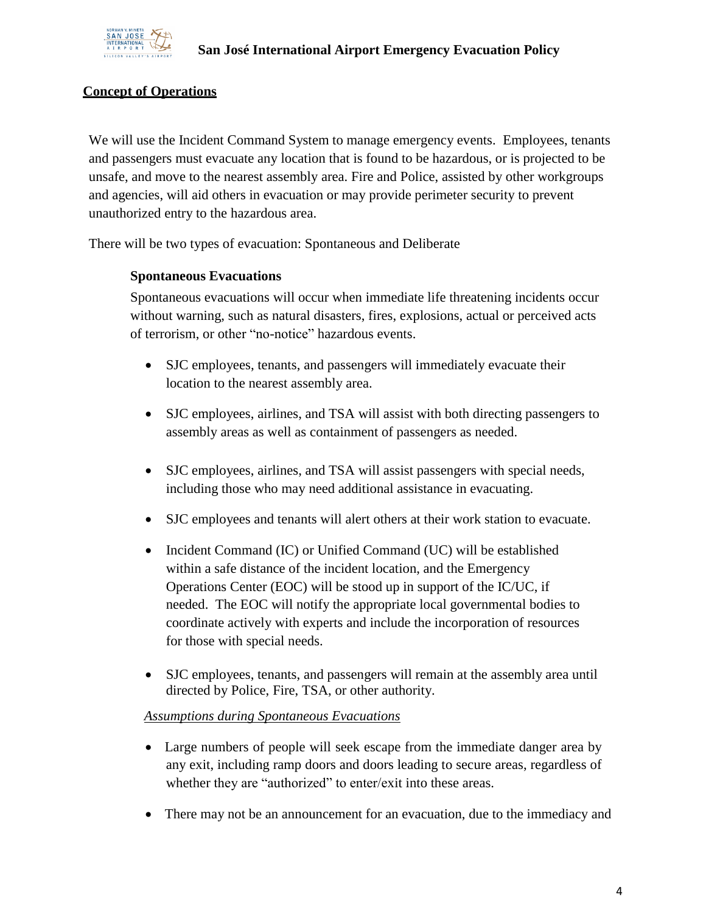## Concept of Operations

We will use the Incident Command System to manage emergency events. Employees, tenants and passengers must evacuate any location that is found to be hazardous, or is projected to be unsafe, and move to the nearest assembly area. Fire and Police, assisted by other workgroups and agencies, will aid others in evacuation or may provide perimeter security to prevent unauthorized entry to the hazardous area.

There will be two types of evacuation: Spontaneous and Deliberate

### Spontaneous Evacuations

Spontaneous evacuations will occur when immediate life threatening incidents occur without warning, such as natural disasters, fires, explosions, actual or perceived acts of terrorism, or other "no-notice" hazardous events.

- SJC employees, tenants, and passengers will immediately evacuate their location to the nearest assembly area.
- SJC employees, airlines, and TSA will assist with both directing passengers to assembly areas as well as containment of passengers as needed.
- SJC employees, airlines, and TSA will assist passengers with special needs, including those who may need additional assistance in evacuating.
- SJC employees and tenants will alert others at their work station to evacuate.
- Incident Command (IC) or Unified Command (UC) will be established within a safe distance of the incident location, and the Emergency Operations Center (EOC) will be stood up in support of the IC/UC, if needed. The EOC will notify the appropriate local governmental bodies to coordinate actively with experts and include the incorporation of resources for those with special needs.
- SJC employees, tenants, and passengers will remain at the assembly area until directed by Police, Fire, TSA, or other authority.

*Assumptions during Spontaneous Evacuations*

- Large numbers of people will seek escape from the immediate danger area by any exit, including ramp doors and doors leading to secure areas, regardless of whether they are "authorized" to enter/exit into these areas.
- There may not be an announcement for an evacuation, due to the immediacy and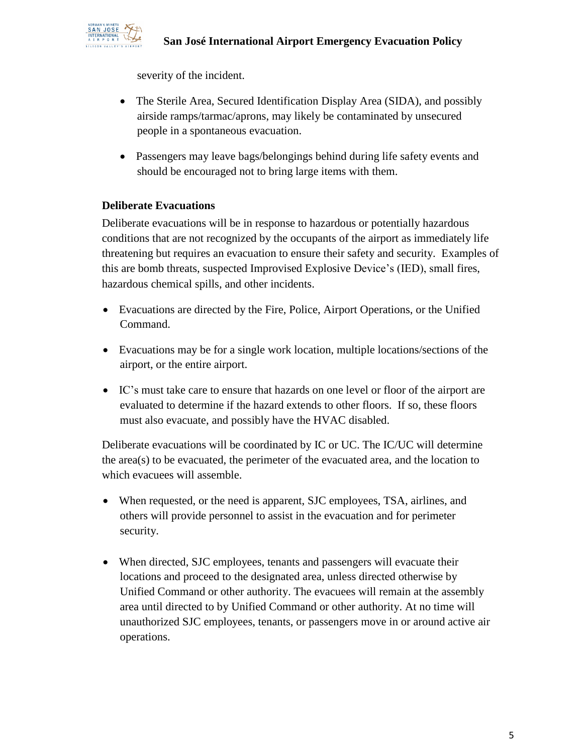severity of the incident.

- The Sterile Area, Secured Identification Display Area (SIDA), and possibly airside ramps/tarmac/aprons, may likely be contaminated by unsecured people in a spontaneous evacuation.
- Passengers may leave bags/belongings behind during life safety events and should be encouraged not to bring large items with them.

**Deliberate Evacuations**

Deliberate evacuations will be in response to hazardous or potentially hazardous conditions that are not recognized by the occupants of the airport as immediately life threatening but requires an evacuation to ensure their safety and security. Examples of this are bomb threats, suspected Improvised Explosive Device's (IED), small fires, hazardous chemical spills, and other incidents.

- Evacuations are directed by the Fire, Police, Airport Operations, or the Unified Command.
- Evacuations may be for a single work location, multiple locations/sections of the airport, or the entire airport.
- IC's must take care to ensure that hazards on one level or floor of the airport are evaluated to determine if the hazard extends to other floors. If so, these floors must also evacuate, and possibly have the HVAC disabled.

Deliberate evacuations will be coordinated by IC or UC. The IC/UC will determine the area(s) to be evacuated, the perimeter of the evacuated area, and the location to which evacuees will assemble.

- When requested, or the need is apparent, SJC employees, TSA, airlines, and others will provide personnel to assist in the evacuation and for perimeter security.
- When directed, SJC employees, tenants and passengers will evacuate their locations and proceed to the designated area, unless directed otherwise by Unified Command or other authority. The evacuees will remain at the assembly area until directed to by Unified Command or other authority. At no time will unauthorized SJC employees, tenants, or passengers move in or around active air operations.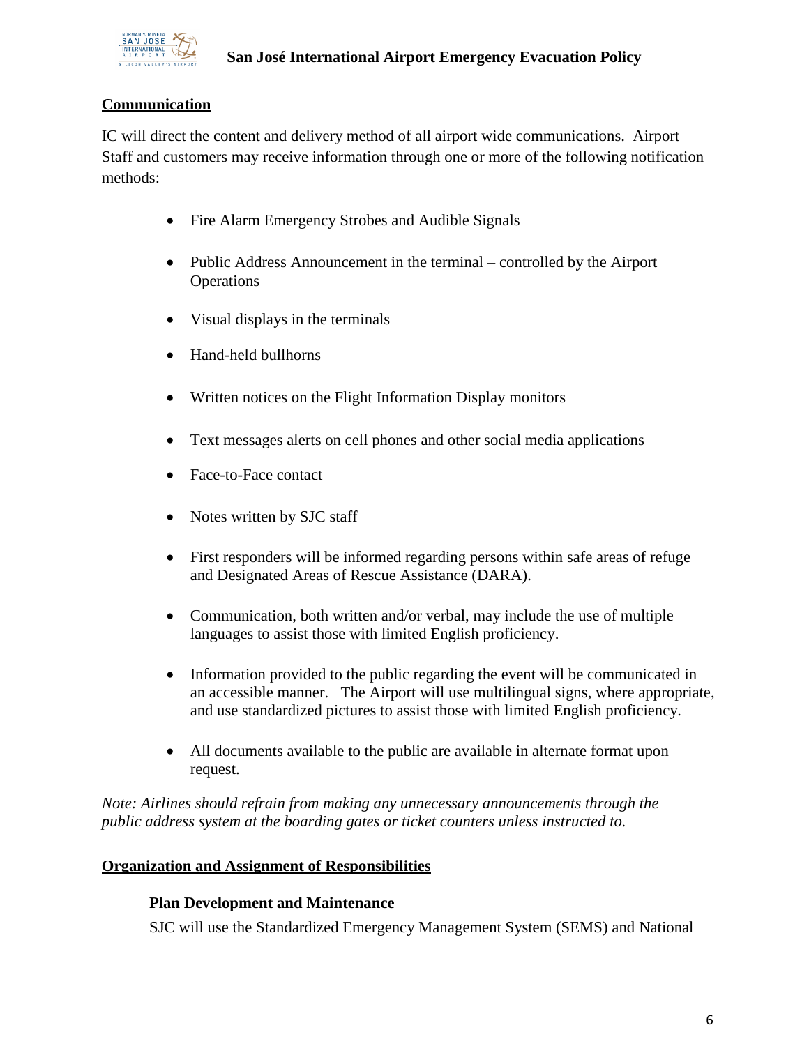**Communication**

IC will direct the content and delivery method of all airport wide communications. Airport Staff and customers may receive information through one or more of the following notification methods:

- Fire Alarm Emergency Strobes and Audible Signals
- Public Address Announcement in the terminal – controlled by the Airport Operations
- Visual displays in the terminals
- Hand-held bullhorns
- Written notices on the Flight Information Display monitors
- Text messages alerts on cell phones and other social media applications
- Face-to-Face contact
- Notes written by SJC staff
- First responders will be informed regarding persons within safe areas of refuge and Designated Areas of Rescue Assistance (DARA).
- Communication, both written and/or verbal, may include the use of multiple languages to assist those with limited English proficiency.
- Information provided to the public regarding the event will be communicated in an accessible manner. The Airport will use multilingual signs, where appropriate, and use standardized pictures to assist those with limited English proficiency.
- All documents available to the public are available in alternate format upon request.

*Note: Airlines should refrain from making any unnecessary announcements through the public address system at the boarding gates or ticket counters unless instructed to.*

**Organization and Assignment of Responsibilities**

**Plan Development and Maintenance**

SJC will use the Standardized Emergency Management System (SEMS) and National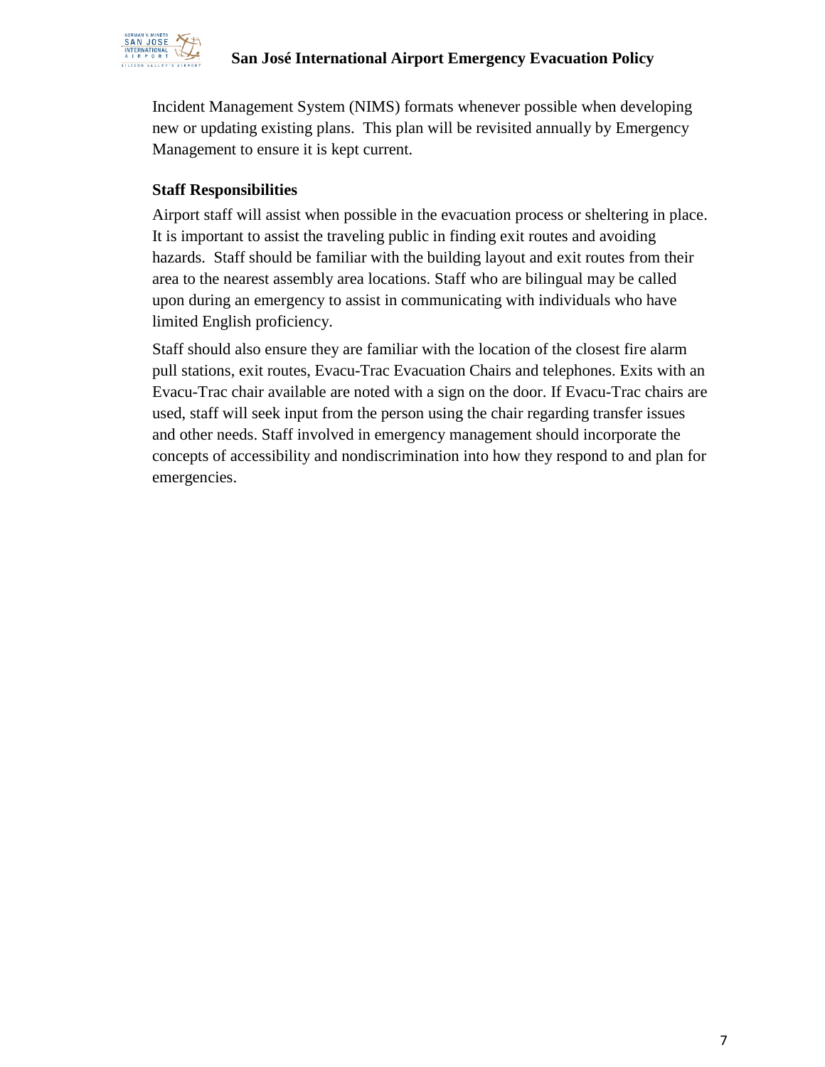Incident Management System (NIMS) formats whenever possible when developing new or updating existing plans. This plan will be revisited annually by Emergency Management to ensure it is kept current.

### Staff Responsibilities

Airport staff will assist when possible in the evacuation process or sheltering in place. It is important to assist the traveling public in finding exit routes and avoiding hazards. Staff should be familiar with the building layout and exit routes from their area to the nearest assembly area locations. Staff who are bilingual may be called upon during an emergency to assist in communicating with individuals who have limited English proficiency.

Staff should also ensure they are familiar with the location of the closest fire alarm pull stations, exit routes, Evacu-Trac Evacuation Chairs and telephones. Exits with an Evacu-Trac chair available are noted with a sign on the door. If Evacu-Trac chairs are used, staff will seek input from the person using the chair regarding transfer issues and other needs. Staff involved in emergency management should incorporate the concepts of accessibility and nondiscrimination into how they respond to and plan for emergencies.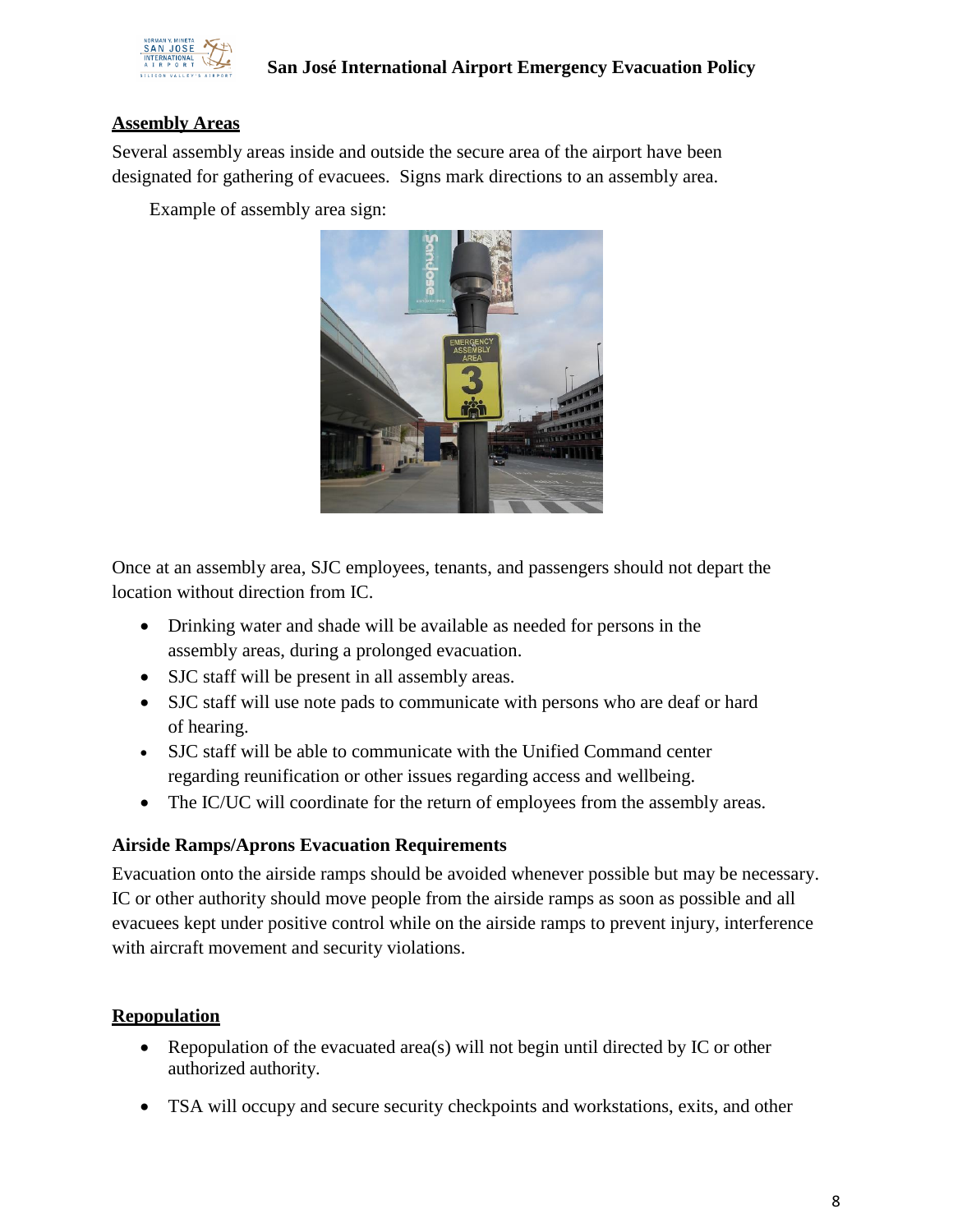## Assembly Areas

Several assembly areas inside and outside the secure area of the airport have been designated for gathering of evacuees. Signs mark directions to an assembly area.

Example of assembly area sign:

Once at an assembly area, SJC employees, tenants, and passengers should not depart the location without direction from IC.

- Drinking water and shade will be available as needed for persons in the assembly areas, during a prolonged evacuation.
- SJC staff will be present in all assembly areas.
- SJC staff will use note pads to communicate with persons who are deaf or hard of hearing.
- SJC staff will be able to communicate with the Unified Command center regarding reunification or other issues regarding access and wellbeing.
- The IC/UC will coordinate for the return of employees from the assembly areas.

### Airside Ramps/Aprons Evacuation Requirements

Evacuation onto the airside ramps should be avoided whenever possible but may be necessary. IC or other authority should move people from the airside ramps as soon as possible and all evacuees kept under positive control while on the airside ramps to prevent injury, interference with aircraft movement and security violations.

## Repopulation

- Repopulation of the evacuated area(s) will not begin until directed by IC or other authorized authority.
- TSA will occupy and secure security checkpoints and workstations, exits, and other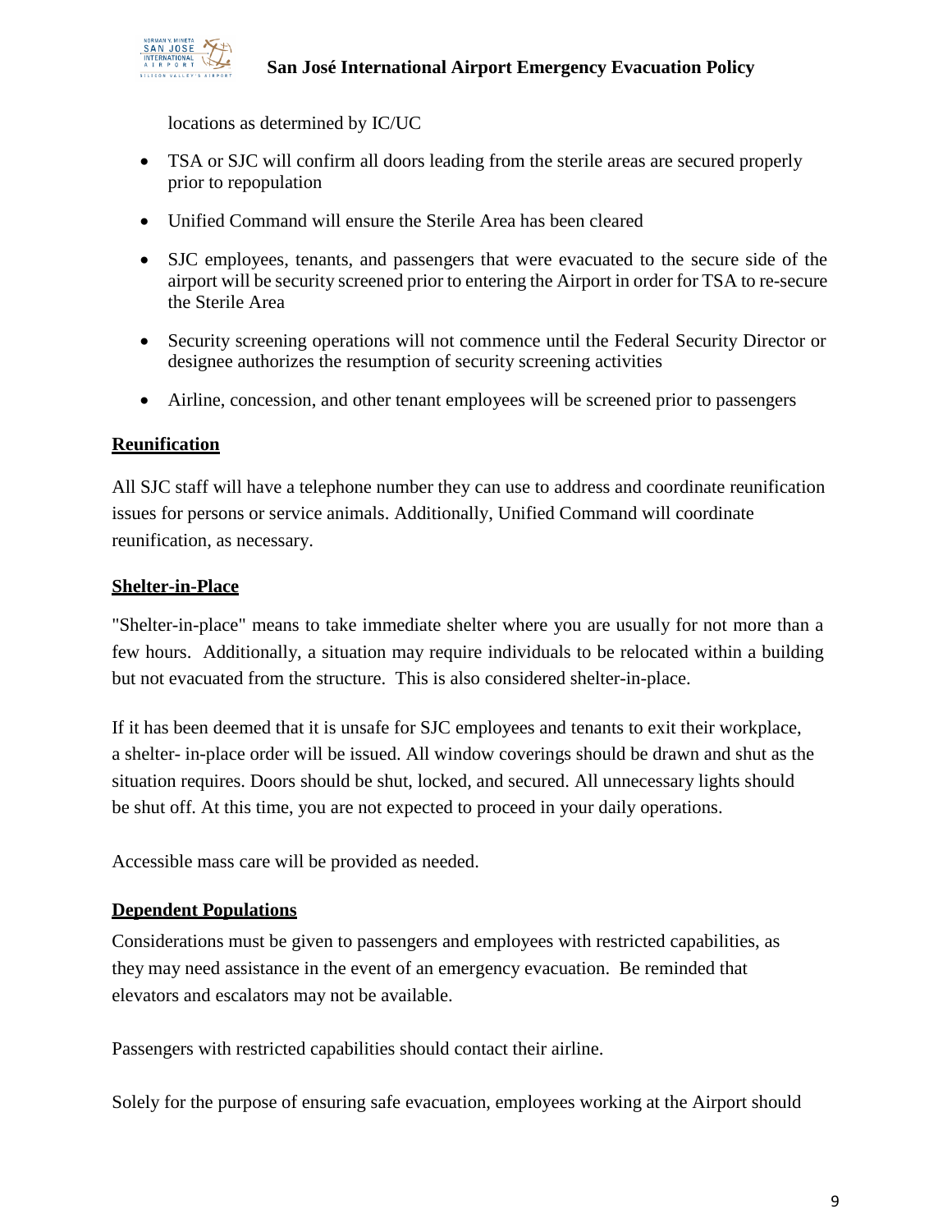locations as determined by IC/UC

- TSA or SJC will confirm all doors leading from the sterile areas are secured properly prior to repopulation
- Unified Command will ensure the Sterile Area has been cleared
- SJC employees, tenants, and passengers that were evacuated to the secure side of the airport will be security screened prior to entering the Airport in order for TSA to re-secure the Sterile Area
- Security screening operations will not commence until the Federal Security Director or designee authorizes the resumption of security screening activities
- Airline, concession, and other tenant employees will be screened prior to passengers

## Reunification

All SJC staff will have a telephone number they can use to address and coordinate reunification issues for persons or service animals. Additionally, Unified Command will coordinate reunification, as necessary.

## Shelter-in-Place

"Shelter-in-place" means to take immediate shelter where you are usually for not more than a few hours. Additionally, a situation may require individuals to be relocated within a building but not evacuated from the structure. This is also considered shelter-in-place.

If it has been deemed that it is unsafe for SJC employees and tenants to exit their workplace, a shelter- in-place order will be issued. All window coverings should be drawn and shut as the situation requires. Doors should be shut, locked, and secured. All unnecessary lights should be shut off. At this time, you are not expected to proceed in your daily operations.

Accessible mass care will be provided as needed.

## Dependent Populations

Considerations must be given to passengers and employees with restricted capabilities, as they may need assistance in the event of an emergency evacuation. Be reminded that elevators and escalators may not be available.

Passengers with restricted capabilities should contact their airline.

Solely for the purpose of ensuring safe evacuation, employees working at the Airport should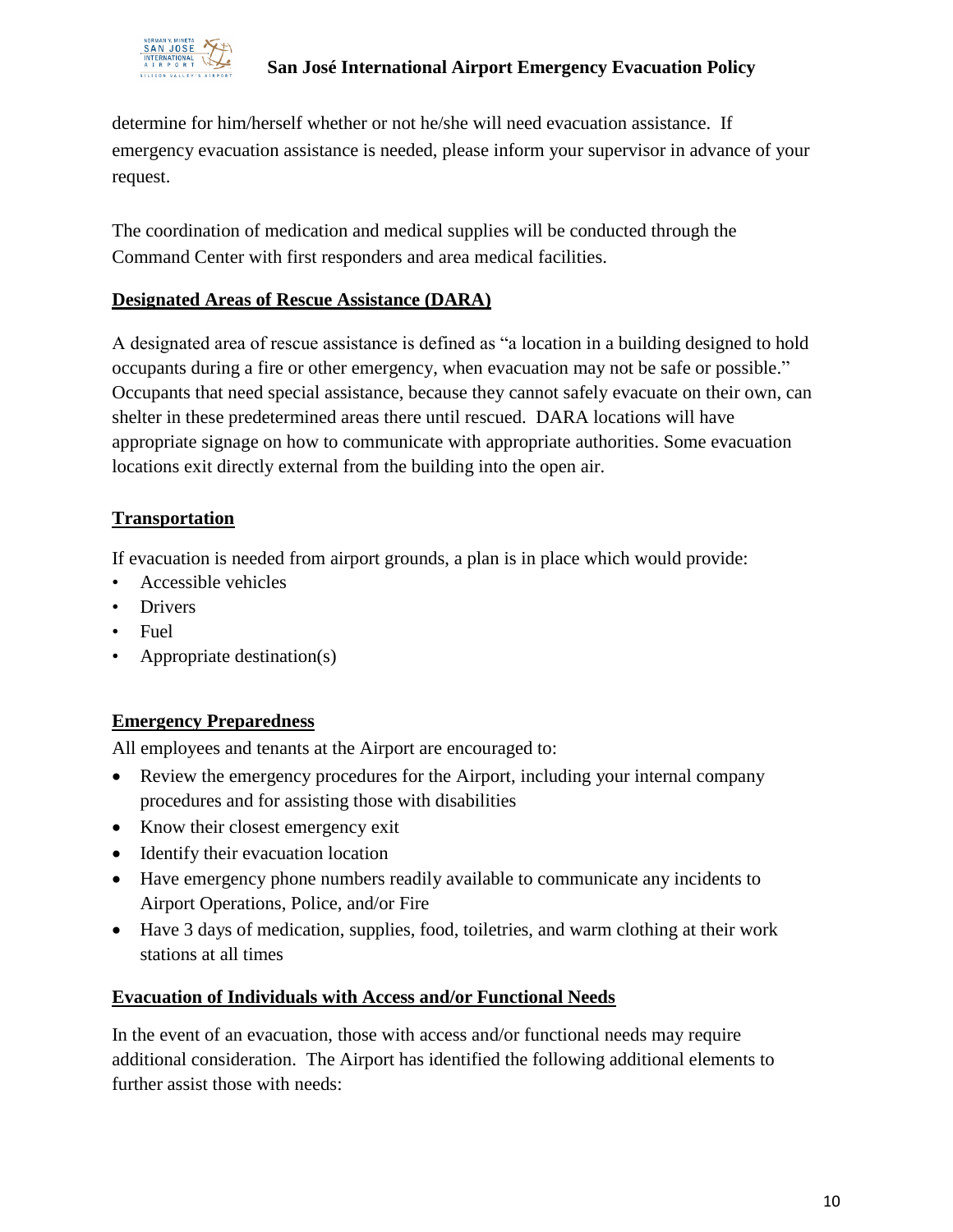determine for him/herself whether or not he/she will need evacuation assistance. If emergency evacuation assistance is needed, please inform your supervisor in advance of your request.

The coordination of medication and medical supplies will be conducted through the Command Center with first responders and area medical facilities.

## Designated Areas of Rescue Assistance (DARA)

A designated area of rescue assistance is defined as "a location in a building designed to hold occupants during a fire or other emergency, when evacuation may not be safe or possible." Occupants that need special assistance, because they cannot safely evacuate on their own, can shelter in these predetermined areas there until rescued. DARA locations will have appropriate signage on how to communicate with appropriate authorities. Some evacuation locations exit directly external from the building into the open air.

## Transportation

If evacuation is needed from airport grounds, a plan is in place which would provide:

- Accessible vehicles
- Drivers
- Fuel
- Appropriate destination(s)

## Emergency Preparedness

All employees and tenants at the Airport are encouraged to:

- Review the emergency procedures for the Airport, including your internal company procedures and for assisting those with disabilities
- Know their closest emergency exit
- Identify their evacuation location
- Have emergency phone numbers readily available to communicate any incidents to Airport Operations, Police, and/or Fire
- Have 3 days of medication, supplies, food, toiletries, and warm clothing at their work stations at all times

## Evacuation of Individuals with Access and/or Functional Needs

In the event of an evacuation, those with access and/or functional needs may require additional consideration. The Airport has identified the following additional elements to further assist those with needs: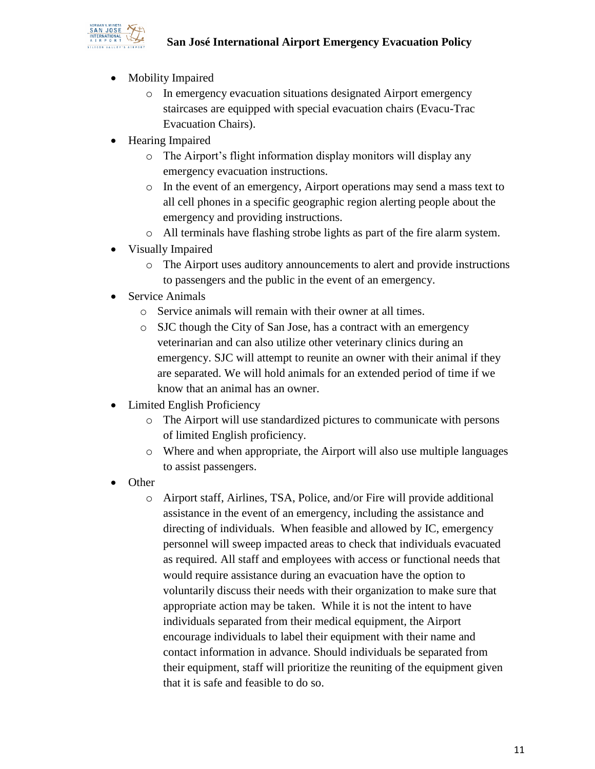- Mobility Impaired
  - In emergency evacuation situations designated Airport emergency staircases are equipped with special evacuation chairs (Evacu-Trac Evacuation Chairs).
- Hearing Impaired
  - The Airport's flight information display monitors will display any emergency evacuation instructions.
  - In the event of an emergency, Airport operations may send a mass text to all cell phones in a specific geographic region alerting people about the emergency and providing instructions.
  - All terminals have flashing strobe lights as part of the fire alarm system.
- Visually Impaired
  - The Airport uses auditory announcements to alert and provide instructions to passengers and the public in the event of an emergency.
- Service Animals
  - Service animals will remain with their owner at all times.
  - SJC though the City of San Jose, has a contract with an emergency veterinarian and can also utilize other veterinary clinics during an emergency. SJC will attempt to reunite an owner with their animal if they are separated. We will hold animals for an extended period of time if we know that an animal has an owner.
- Limited English Proficiency
  - The Airport will use standardized pictures to communicate with persons of limited English proficiency.
  - Where and when appropriate, the Airport will also use multiple languages to assist passengers.
- Other
  - Airport staff, Airlines, TSA, Police, and/or Fire will provide additional assistance in the event of an emergency, including the assistance and directing of individuals. When feasible and allowed by IC, emergency personnel will sweep impacted areas to check that individuals evacuated as required. All staff and employees with access or functional needs that would require assistance during an evacuation have the option to voluntarily discuss their needs with their organization to make sure that appropriate action may be taken. While it is not the intent to have individuals separated from their medical equipment, the Airport encourage individuals to label their equipment with their name and contact information in advance. Should individuals be separated from their equipment, staff will prioritize the reuniting of the equipment given that it is safe and feasible to do so.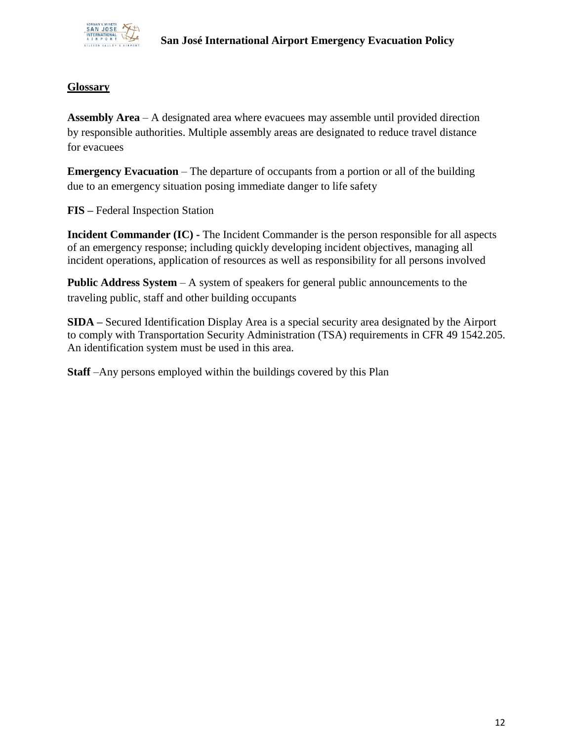## Glossary

**Assembly Area** – A designated area where evacuees may assemble until provided direction by responsible authorities. Multiple assembly areas are designated to reduce travel distance for evacuees

**Emergency Evacuation** – The departure of occupants from a portion or all of the building due to an emergency situation posing immediate danger to life safety

**FIS –** Federal Inspection Station

**Incident Commander (IC) -** The Incident Commander is the person responsible for all aspects of an emergency response; including quickly developing incident objectives, managing all incident operations, application of resources as well as responsibility for all persons involved

**Public Address System** – A system of speakers for general public announcements to the traveling public, staff and other building occupants

**SIDA –** Secured Identification Display Area is a special security area designated by the Airport to comply with Transportation Security Administration (TSA) requirements in CFR 49 1542.205. An identification system must be used in this area.

**Staff** –Any persons employed within the buildings covered by this Plan